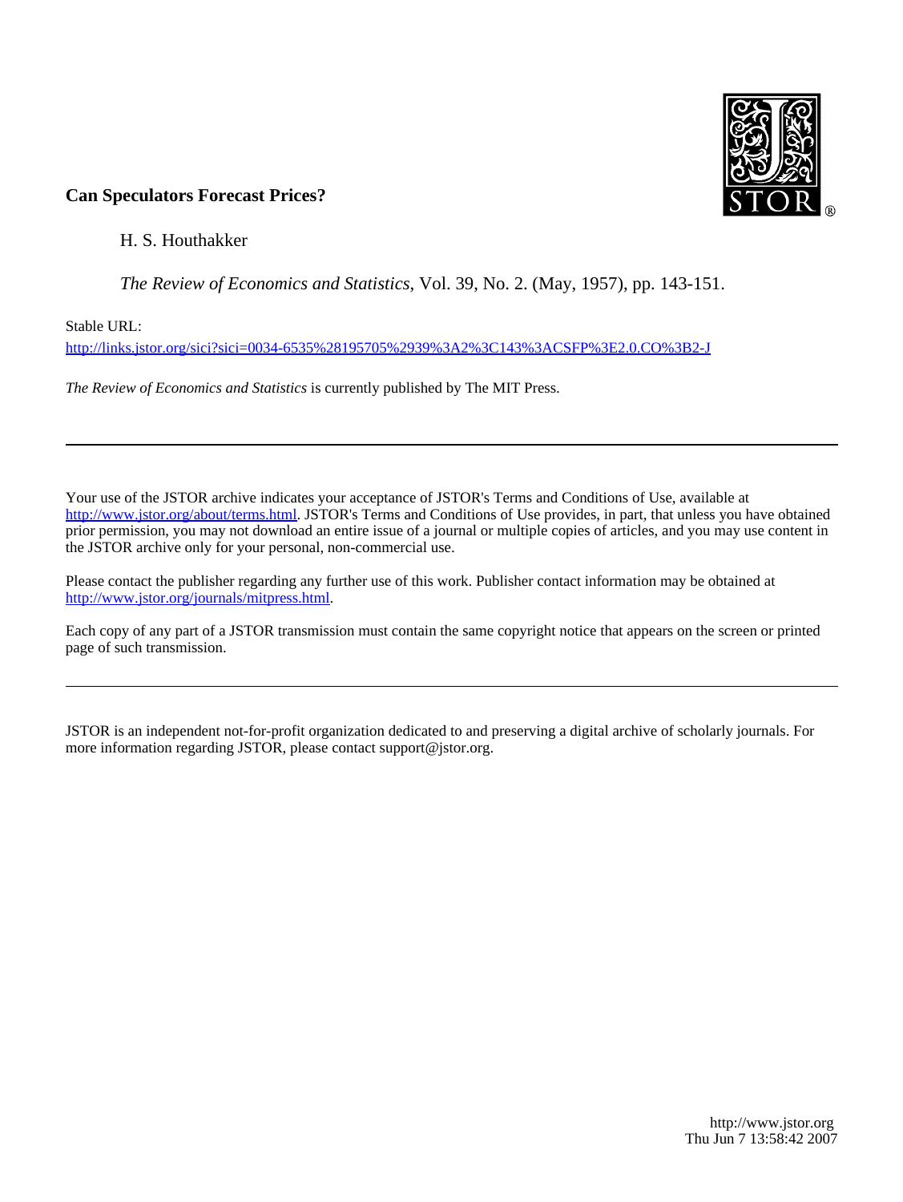**Can Speculators Forecast Prices?**

H. S. Houthakker

*The Review of Economics and Statistics*, Vol. 39, No. 2. (May, 1957), pp. 143-151.

Stable URL:

http://links.jstor.org/sici?sici=0034-6535%28195705%2939%3A2%3C143%3ACSFP%3E2.0.CO%3B2-J

*The Review of Economics and Statistics* is currently published by The MIT Press.

---

Your use of the JSTOR archive indicates your acceptance of JSTOR's Terms and Conditions of Use, available at http://www.jstor.org/about/terms.html. JSTOR's Terms and Conditions of Use provides, in part, that unless you have obtained prior permission, you may not download an entire issue of a journal or multiple copies of articles, and you may use content in the JSTOR archive only for your personal, non-commercial use.

Please contact the publisher regarding any further use of this work. Publisher contact information may be obtained at http://www.jstor.org/journals/mitpress.html.

Each copy of any part of a JSTOR transmission must contain the same copyright notice that appears on the screen or printed page of such transmission.

---

JSTOR is an independent not-for-profit organization dedicated to and preserving a digital archive of scholarly journals. For more information regarding JSTOR, please contact support@jstor.org.

http://www.jstor.org
Thu Jun 7 13:58:42 2007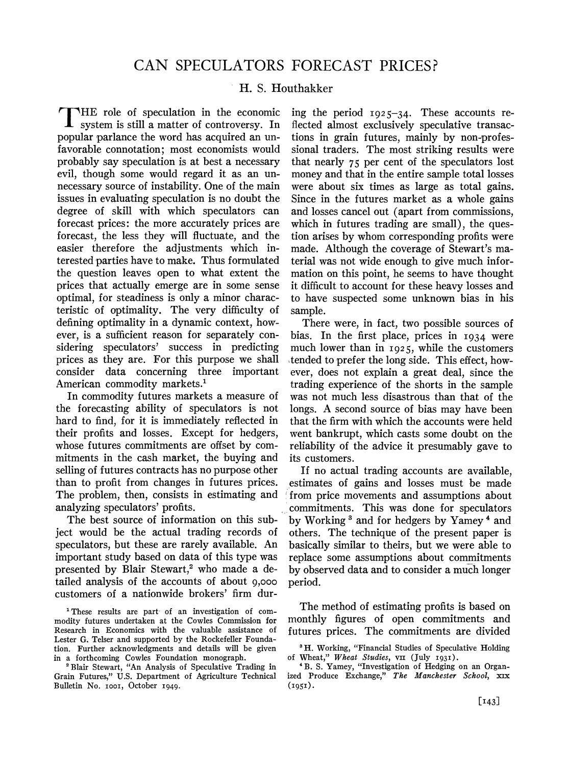# CAN SPECULATORS FORECAST PRICES?

H. S. Houthakker

THE role of speculation in the economic system is still a matter of controversy. In popular parlance the word has acquired an unfavorable connotation; most economists would probably say speculation is at best a necessary evil, though some would regard it as an unnecessary source of instability. One of the main issues in evaluating speculation is no doubt the degree of skill with which speculators can forecast prices: the more accurately prices are forecast, the less they will fluctuate, and the easier therefore the adjustments which interested parties have to make. Thus formulated the question leaves open to what extent the prices that actually emerge are in some sense optimal, for steadiness is only a minor characteristic of optimality. The very difficulty of defining optimality in a dynamic context, however, is a sufficient reason for separately considering speculators' success in predicting prices as they are. For this purpose we shall consider data concerning three important American commodity markets.[1]

In commodity futures markets a measure of the forecasting ability of speculators is not hard to find, for it is immediately reflected in their profits and losses. Except for hedgers, whose futures commitments are offset by commitments in the cash market, the buying and selling of futures contracts has no purpose other than to profit from changes in futures prices. The problem, then, consists in estimating and analyzing speculators' profits.

The best source of information on this subject would be the actual trading records of speculators, but these are rarely available. An important study based on data of this type was presented by Blair Stewart,[2] who made a detailed analysis of the accounts of about 9,000 customers of a nationwide brokers' firm during the period 1925–34. These accounts reflected almost exclusively speculative transactions in grain futures, mainly by non-professional traders. The most striking results were that nearly 75 per cent of the speculators lost money and that in the entire sample total losses were about six times as large as total gains. Since in the futures market as a whole gains and losses cancel out (apart from commissions, which in futures trading are small), the question arises by whom corresponding profits were made. Although the coverage of Stewart's material was not wide enough to give much information on this point, he seems to have thought it difficult to account for these heavy losses and to have suspected some unknown bias in his sample.

There were, in fact, two possible sources of bias. In the first place, prices in 1934 were much lower than in 1925, while the customers tended to prefer the long side. This effect, however, does not explain a great deal, since the trading experience of the shorts in the sample was not much less disastrous than that of the longs. A second source of bias may have been that the firm with which the accounts were held went bankrupt, which casts some doubt on the reliability of the advice it presumably gave to its customers.

If no actual trading accounts are available, estimates of gains and losses must be made from price movements and assumptions about commitments. This was done for speculators by Working[3] and for hedgers by Yamey[4] and others. The technique of the present paper is basically similar to theirs, but we were able to replace some assumptions about commitments by observed data and to consider a much longer period.

The method of estimating profits is based on monthly figures of open commitments and futures prices. The commitments are divided

---

[1] These results are part of an investigation of commodity futures undertaken at the Cowles Commission for Research in Economics with the valuable assistance of Lester G. Telser and supported by the Rockefeller Foundation. Further acknowledgments and details will be given in a forthcoming Cowles Foundation monograph.

[2] Blair Stewart, "An Analysis of Speculative Trading in Grain Futures," U.S. Department of Agriculture Technical Bulletin No. 1001, October 1949.

[3] H. Working, "Financial Studies of Speculative Holding of Wheat," *Wheat Studies*, VII (July 1931).

[4] B. S. Yamey, "Investigation of Hedging on an Organized Produce Exchange," *The Manchester School*, XIX (1951).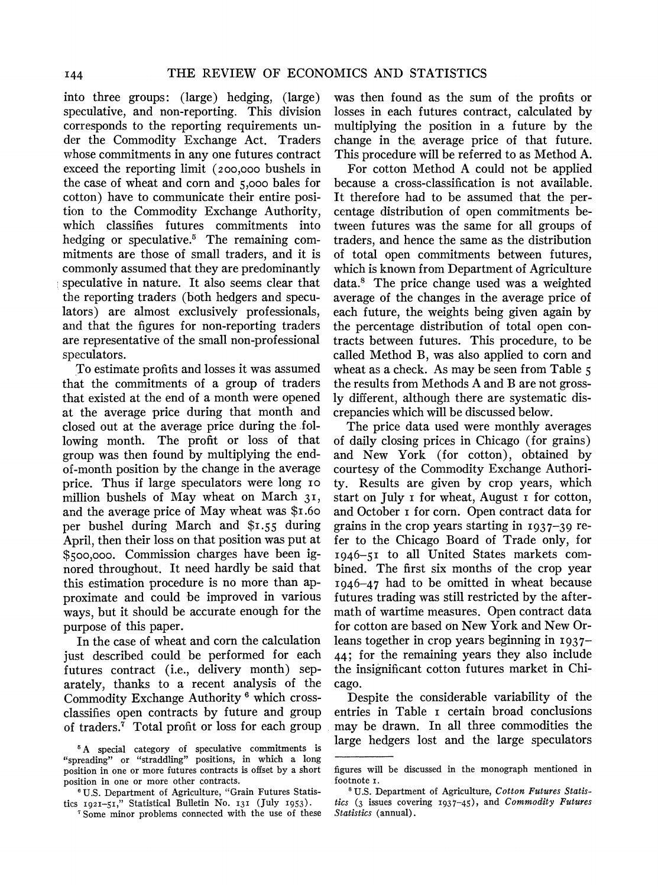into three groups: (large) hedging, (large) speculative, and non-reporting. This division corresponds to the reporting requirements under the Commodity Exchange Act. Traders whose commitments in any one futures contract exceed the reporting limit (200,000 bushels in the case of wheat and corn and 5,000 bales for cotton) have to communicate their entire position to the Commodity Exchange Authority, which classifies futures commitments into hedging or speculative.[5] The remaining commitments are those of small traders, and it is commonly assumed that they are predominantly speculative in nature. It also seems clear that the reporting traders (both hedgers and speculators) are almost exclusively professionals, and that the figures for non-reporting traders are representative of the small non-professional speculators.

To estimate profits and losses it was assumed that the commitments of a group of traders that existed at the end of a month were opened at the average price during that month and closed out at the average price during the following month. The profit or loss of that group was then found by multiplying the end-of-month position by the change in the average price. Thus if large speculators were long 10 million bushels of May wheat on March 31, and the average price of May wheat was $1.60 per bushel during March and $1.55 during April, then their loss on that position was put at $500,000. Commission charges have been ignored throughout. It need hardly be said that this estimation procedure is no more than approximate and could be improved in various ways, but it should be accurate enough for the purpose of this paper.

In the case of wheat and corn the calculation just described could be performed for each futures contract (i.e., delivery month) separately, thanks to a recent analysis of the Commodity Exchange Authority[6] which cross-classifies open contracts by future and group of traders.[7] Total profit or loss for each group was then found as the sum of the profits or losses in each futures contract, calculated by multiplying the position in a future by the change in the average price of that future. This procedure will be referred to as Method A.

For cotton Method A could not be applied because a cross-classification is not available. It therefore had to be assumed that the percentage distribution of open commitments between futures was the same for all groups of traders, and hence the same as the distribution of total open commitments between futures, which is known from Department of Agriculture data.[8] The price change used was a weighted average of the changes in the average price of each future, the weights being given again by the percentage distribution of total open contracts between futures. This procedure, to be called Method B, was also applied to corn and wheat as a check. As may be seen from Table 5 the results from Methods A and B are not grossly different, although there are systematic discrepancies which will be discussed below.

The price data used were monthly averages of daily closing prices in Chicago (for grains) and New York (for cotton), obtained by courtesy of the Commodity Exchange Authority. Results are given by crop years, which start on July 1 for wheat, August 1 for cotton, and October 1 for corn. Open contract data for grains in the crop years starting in 1937–39 refer to the Chicago Board of Trade only, for 1946–51 to all United States markets combined. The first six months of the crop year 1946–47 had to be omitted in wheat because futures trading was still restricted by the aftermath of wartime measures. Open contract data for cotton are based on New York and New Orleans together in crop years beginning in 1937–44; for the remaining years they also include the insignificant cotton futures market in Chicago.

Despite the considerable variability of the entries in Table 1 certain broad conclusions may be drawn. In all three commodities the large hedgers lost and the large speculators

[5] A special category of speculative commitments is "spreading" or "straddling" positions, in which a long position in one or more futures contracts is offset by a short position in one or more other contracts.

[6] U.S. Department of Agriculture, "Grain Futures Statistics 1921–51," Statistical Bulletin No. 131 (July 1953).

[7] Some minor problems connected with the use of these figures will be discussed in the monograph mentioned in footnote 1.

[8] U.S. Department of Agriculture, *Cotton Futures Statistics* (3 issues covering 1937–45), and *Commodity Futures Statistics* (annual).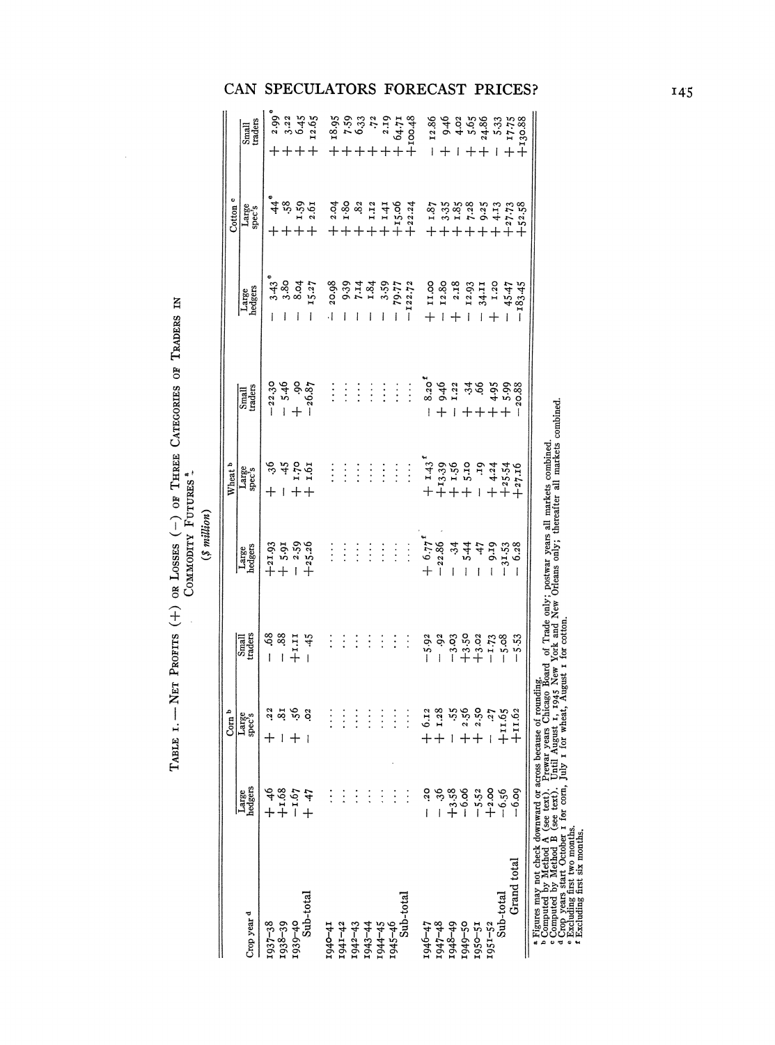TABLE I. — NET PROFITS (+) OR LOSSES (−) OF THREE CATEGORIES OF TRADERS IN COMMODITY FUTURES [a]

($ million)

| Crop year [d] | Corn [b] | | | Wheat [b] | | | Cotton [c] | | |
|---|---|---|---|---|---|---|---|---|---|
| | Large hedgers | Large spec's | Small traders | Large hedgers | Large spec's | Small traders | Large hedgers | Large spec's | Small traders |
| 1937–38 | + .46 | + .22 | − .68 | +21.93 | + .36 | −22.30 | − 3.43 [e] | + .44 [e] | + 2.99 [e] |
| 1938–39 | +1.68 | − .81 | − .88 | + 5.91 | − .45 | − 5.46 | − 3.80 | + .58 | + 3.22 |
| 1939–40 | −1.67 | + .56 | +1.11 | − 2.59 | + 1.70 | + .90 | − 8.04 | + 1.59 | + 6.45 |
| Sub-total | + .47 | − .02 | − .45 | +25.26 | + 1.61 | −26.87 | − 15.27 | + 2.61 | + 12.65 |
| 1940–41 | ... | ... | ... | ... | ... | ... | − 20.98 | + 2.04 | + 18.95 |
| 1941–42 | ... | ... | ... | ... | ... | ... | − 9.39 | + 1.80 | + 7.59 |
| 1942–43 | ... | ... | ... | ... | ... | ... | − 7.14 | + .82 | + 6.33 |
| 1943–44 | ... | ... | ... | ... | ... | ... | − 1.84 | + 1.12 | + .72 |
| 1944–45 | ... | ... | ... | ... | ... | ... | − 3.59 | + 1.41 | + 2.19 |
| 1945–46 | ... | ... | ... | ... | ... | ... | − 79.77 | +15.06 | + 64.71 |
| Sub-total | ... | ... | ... | ... | ... | ... | −122.72 | +22.24 | +100.48 |
| 1946–47 | − .20 | + 6.12 | −5.92 | + 6.77 [f] | + 1.43 [f] | − 8.20 [f] | + 11.00 | + 1.87 | − 12.86 |
| 1947–48 | − .36 | + 1.28 | − .92 | −22.86 | +13.39 | + 9.46 | − 12.80 | + 3.35 | + 9.46 |
| 1948–49 | +3.58 | − .55 | −3.03 | − .34 | + 1.56 | − 1.22 | + 2.18 | + 1.85 | − 4.02 |
| 1949–50 | −6.06 | + 2.56 | +3.50 | − 5.44 | + 5.10 | + .34 | − 12.93 | + 7.28 | + 5.65 |
| 1950–51 | −5.52 | + 2.50 | +3.02 | − .47 | − .19 | + .66 | − 34.11 | + 9.25 | + 24.86 |
| 1951–52 | +2.00 | − .27 | −1.73 | − 9.19 | + 4.24 | + 4.95 | + 1.20 | + 4.13 | − 5.33 |
| Sub-total | −6.56 | +11.65 | −5.08 | −31.53 | +25.54 | + 5.99 | − 45.47 | +27.73 | + 17.75 |
| Grand total | −6.09 | +11.62 | −5.53 | − 6.28 | +27.16 | −20.88 | −183.45 | +52.58 | +130.88 |

[a] Figures may not check downward or across because of rounding.
[b] Computed by Method A (see text). Prewar years Chicago Board of Trade only; postwar years all markets combined.
[c] Computed by Method B (see text). Until August 1, 1945 New York and New Orleans only; thereafter all markets combined.
[d] Crop years start October 1 for corn, July 1 for wheat, August 1 for cotton.
[e] Excluding first two months.
[f] Excluding first six months.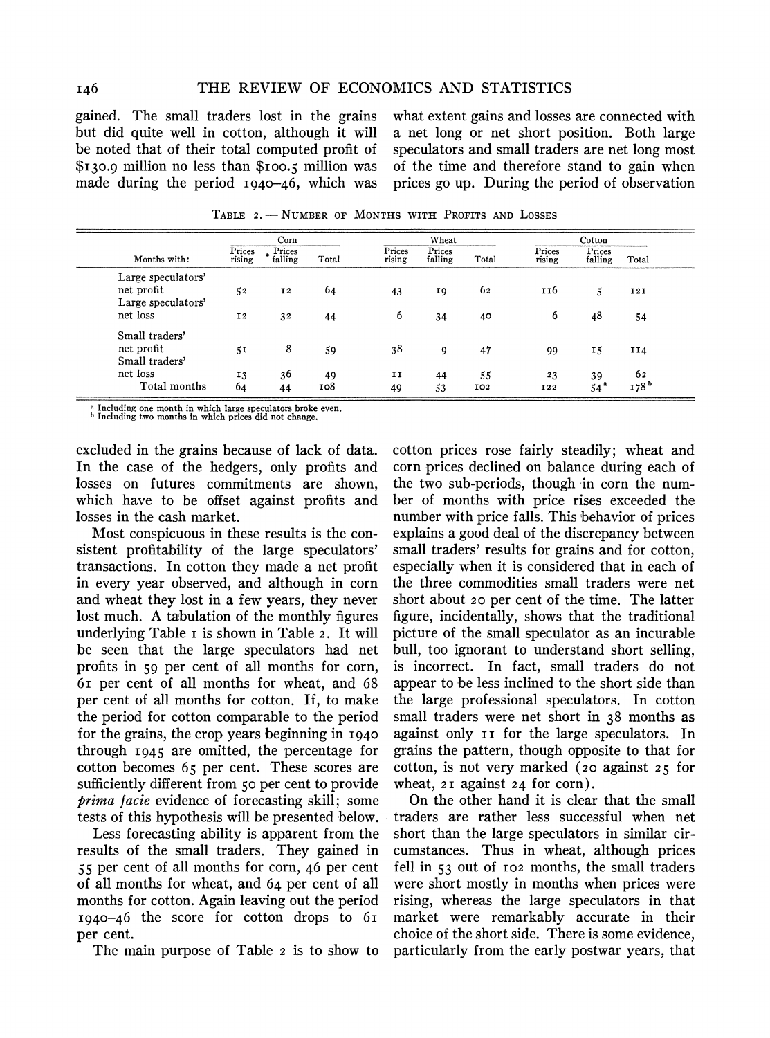gained. The small traders lost in the grains but did quite well in cotton, although it will be noted that of their total computed profit of $130.9 million no less than $100.5 million was made during the period 1940–46, which was excluded in the grains because of lack of data. In the case of the hedgers, only profits and losses on futures commitments are shown, which have to be offset against profits and losses in the cash market.

Most conspicuous in these results is the consistent profitability of the large speculators' transactions. In cotton they made a net profit in every year observed, and although in corn and wheat they lost in a few years, they never lost much. A tabulation of the monthly figures underlying Table 1 is shown in Table 2. It will be seen that the large speculators had net profits in 59 per cent of all months for corn, 61 per cent of all months for wheat, and 68 per cent of all months for cotton. If, to make the period for cotton comparable to the period for the grains, the crop years beginning in 1940 through 1945 are omitted, the percentage for cotton becomes 65 per cent. These scores are sufficiently different from 50 per cent to provide *prima facie* evidence of forecasting skill; some tests of this hypothesis will be presented below.

Less forecasting ability is apparent from the results of the small traders. They gained in 55 per cent of all months for corn, 46 per cent of all months for wheat, and 64 per cent of all months for cotton. Again leaving out the period 1940–46 the score for cotton drops to 61 per cent.

The main purpose of Table 2 is to show to what extent gains and losses are connected with a net long or net short position. Both large speculators and small traders are net long most of the time and therefore stand to gain when prices go up. During the period of observation cotton prices rose fairly steadily; wheat and corn prices declined on balance during each of the two sub-periods, though in corn the number of months with price rises exceeded the number with price falls. This behavior of prices explains a good deal of the discrepancy between small traders' results for grains and for cotton, especially when it is considered that in each of the three commodities small traders were net short about 20 per cent of the time. The latter figure, incidentally, shows that the traditional picture of the small speculator as an incurable bull, too ignorant to understand short selling, is incorrect. In fact, small traders do not appear to be less inclined to the short side than the large professional speculators. In cotton small traders were net short in 38 months as against only 11 for the large speculators. In grains the pattern, though opposite to that for cotton, is not very marked (20 against 25 for wheat, 21 against 24 for corn).

On the other hand it is clear that the small traders are rather less successful when net short than the large speculators in similar circumstances. Thus in wheat, although prices fell in 53 out of 102 months, the small traders were short mostly in months when prices were rising, whereas the large speculators in that market were remarkably accurate in their choice of the short side. There is some evidence, particularly from the early postwar years, that

TABLE 2. — NUMBER OF MONTHS WITH PROFITS AND LOSSES

| | Corn | | | Wheat | | | Cotton | | |
|---|---|---|---|---|---|---|---|---|---|
| Months with: | Prices rising | Prices falling | Total | Prices rising | Prices falling | Total | Prices rising | Prices falling | Total |
| Large speculators' net profit | 52 | 12 | 64 | 43 | 19 | 62 | 116 | 5 | 121 |
| Large speculators' net loss | 12 | 32 | 44 | 6 | 34 | 40 | 6 | 48 | 54 |
| Small traders' net profit | 51 | 8 | 59 | 38 | 9 | 47 | 99 | 15 | 114 |
| Small traders' net loss | 13 | 36 | 49 | 11 | 44 | 55 | 23 | 39 | 62 |
| Total months | 64 | 44 | 108 | 49 | 53 | 102 | 122 | 54[a] | 178[b] |

[a] Including one month in which large speculators broke even.
[b] Including two months in which prices did not change.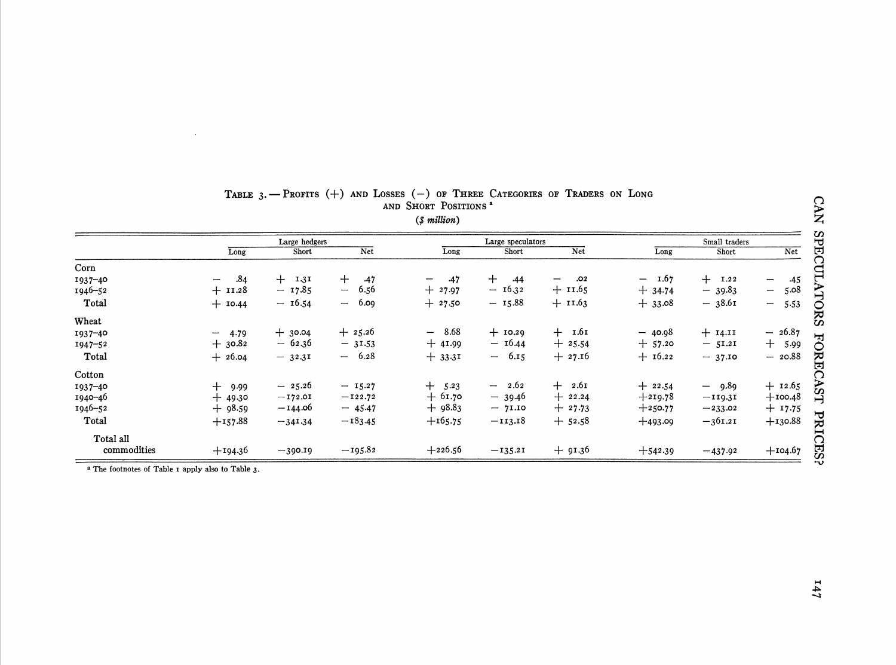TABLE 3.— PROFITS (+) AND LOSSES (−) OF THREE CATEGORIES OF TRADERS ON LONG AND SHORT POSITIONS[a]

*($ million)*

| | Large hedgers | | | Large speculators | | | Small traders | | |
|---|---|---|---|---|---|---|---|---|---|
| | Long | Short | Net | Long | Short | Net | Long | Short | Net |
| **Corn** | | | | | | | | | |
| 1937–40 | − .84 | + 1.31 | + .47 | − .47 | + .44 | − .02 | − 1.67 | + 1.22 | − .45 |
| 1946–52 | + 11.28 | − 17.85 | − 6.56 | + 27.97 | − 16.32 | + 11.65 | + 34.74 | − 39.83 | − 5.08 |
| Total | + 10.44 | − 16.54 | − 6.09 | + 27.50 | − 15.88 | + 11.63 | + 33.08 | − 38.61 | − 5.53 |
| **Wheat** | | | | | | | | | |
| 1937–40 | − 4.79 | + 30.04 | + 25.26 | − 8.68 | + 10.29 | + 1.61 | − 40.98 | + 14.11 | − 26.87 |
| 1947–52 | + 30.82 | − 62.36 | − 31.53 | + 41.99 | − 16.44 | + 25.54 | + 57.20 | − 51.21 | + 5.99 |
| Total | + 26.04 | − 32.31 | − 6.28 | + 33.31 | − 6.15 | + 27.16 | + 16.22 | − 37.10 | − 20.88 |
| **Cotton** | | | | | | | | | |
| 1937–40 | + 9.99 | − 25.26 | − 15.27 | + 5.23 | − 2.62 | + 2.61 | + 22.54 | − 9.89 | + 12.65 |
| 1940–46 | + 49.30 | −172.01 | −122.72 | + 61.70 | − 39.46 | + 22.24 | +219.78 | −119.31 | +100.48 |
| 1946–52 | + 98.59 | −144.06 | − 45.47 | + 98.83 | − 71.10 | + 27.73 | +250.77 | −233.02 | + 17.75 |
| Total | +157.88 | −341.34 | −183.45 | +165.75 | −113.18 | + 52.58 | +493.09 | −361.21 | +130.88 |
| **Total all commodities** | +194.36 | −390.19 | −195.82 | +226.56 | −135.21 | + 91.36 | +542.39 | −437.92 | +104.67 |

[a] The footnotes of Table 1 apply also to Table 3.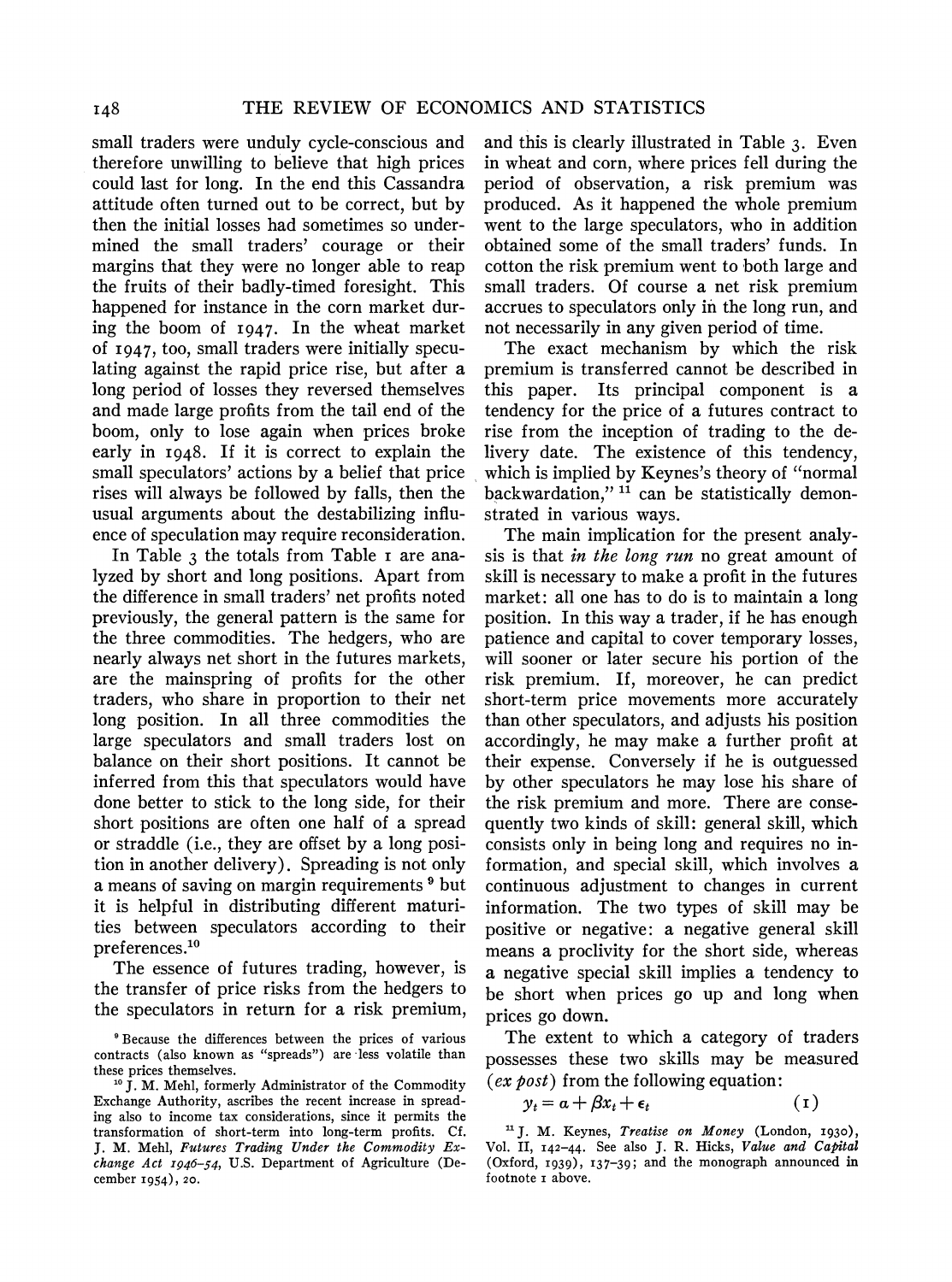small traders were unduly cycle-conscious and therefore unwilling to believe that high prices could last for long. In the end this Cassandra attitude often turned out to be correct, but by then the initial losses had sometimes so undermined the small traders' courage or their margins that they were no longer able to reap the fruits of their badly-timed foresight. This happened for instance in the corn market during the boom of 1947. In the wheat market of 1947, too, small traders were initially speculating against the rapid price rise, but after a long period of losses they reversed themselves and made large profits from the tail end of the boom, only to lose again when prices broke early in 1948. If it is correct to explain the small speculators' actions by a belief that price rises will always be followed by falls, then the usual arguments about the destabilizing influence of speculation may require reconsideration.

In Table 3 the totals from Table 1 are analyzed by short and long positions. Apart from the difference in small traders' net profits noted previously, the general pattern is the same for the three commodities. The hedgers, who are nearly always net short in the futures markets, are the mainspring of profits for the other traders, who share in proportion to their net long position. In all three commodities the large speculators and small traders lost on balance on their short positions. It cannot be inferred from this that speculators would have done better to stick to the long side, for their short positions are often one half of a spread or straddle (i.e., they are offset by a long position in another delivery). Spreading is not only a means of saving on margin requirements [9] but it is helpful in distributing different maturities between speculators according to their preferences.[10]

The essence of futures trading, however, is the transfer of price risks from the hedgers to the speculators in return for a risk premium, and this is clearly illustrated in Table 3. Even in wheat and corn, where prices fell during the period of observation, a risk premium was produced. As it happened the whole premium went to the large speculators, who in addition obtained some of the small traders' funds. In cotton the risk premium went to both large and small traders. Of course a net risk premium accrues to speculators only in the long run, and not necessarily in any given period of time.

The exact mechanism by which the risk premium is transferred cannot be described in this paper. Its principal component is a tendency for the price of a futures contract to rise from the inception of trading to the delivery date. The existence of this tendency, which is implied by Keynes's theory of "normal backwardation," [11] can be statistically demonstrated in various ways.

The main implication for the present analysis is that *in the long run* no great amount of skill is necessary to make a profit in the futures market: all one has to do is to maintain a long position. In this way a trader, if he has enough patience and capital to cover temporary losses, will sooner or later secure his portion of the risk premium. If, moreover, he can predict short-term price movements more accurately than other speculators, and adjusts his position accordingly, he may make a further profit at their expense. Conversely if he is outguessed by other speculators he may lose his share of the risk premium and more. There are consequently two kinds of skill: general skill, which consists only in being long and requires no information, and special skill, which involves a continuous adjustment to changes in current information. The two types of skill may be positive or negative: a negative general skill means a proclivity for the short side, whereas a negative special skill implies a tendency to be short when prices go up and long when prices go down.

The extent to which a category of traders possesses these two skills may be measured (*ex post*) from the following equation:

$$y_t = \alpha + \beta x_t + \epsilon_t \qquad (1)$$

---

[9] Because the differences between the prices of various contracts (also known as "spreads") are less volatile than these prices themselves.

[10] J. M. Mehl, formerly Administrator of the Commodity Exchange Authority, ascribes the recent increase in spreading also to income tax considerations, since it permits the transformation of short-term into long-term profits. Cf. J. M. Mehl, *Futures Trading Under the Commodity Exchange Act 1946–54*, U.S. Department of Agriculture (December 1954), 20.

[11] J. M. Keynes, *Treatise on Money* (London, 1930), Vol. II, 142–44. See also J. R. Hicks, *Value and Capital* (Oxford, 1939), 137–39; and the monograph announced in footnote 1 above.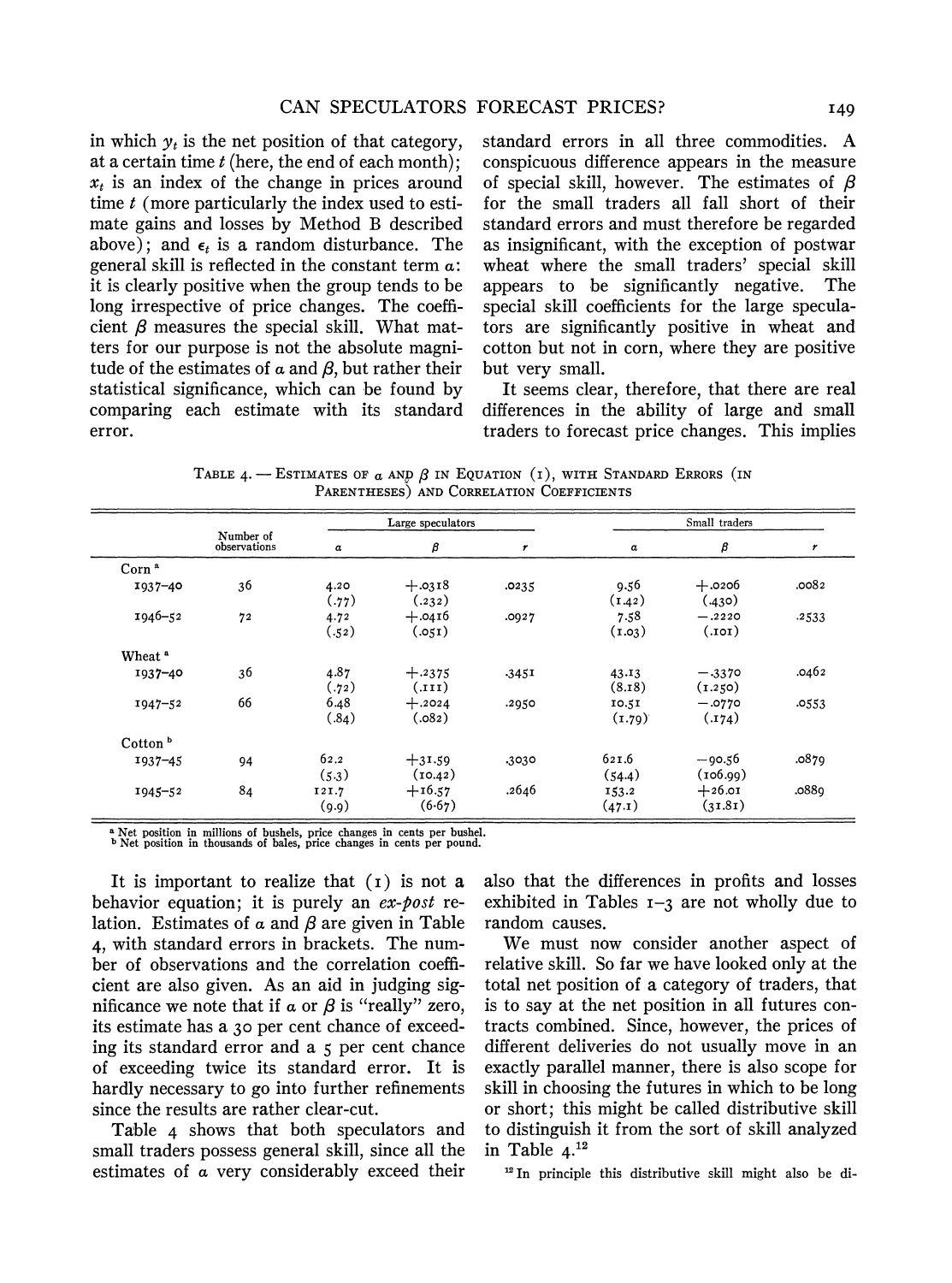in which $y_t$ is the net position of that category, at a certain time $t$ (here, the end of each month); $x_t$ is an index of the change in prices around time $t$ (more particularly the index used to estimate gains and losses by Method B described above); and $\epsilon_t$ is a random disturbance. The general skill is reflected in the constant term $\alpha$: it is clearly positive when the group tends to be long irrespective of price changes. The coefficient $\beta$ measures the special skill. What matters for our purpose is not the absolute magnitude of the estimates of $\alpha$ and $\beta$, but rather their statistical significance, which can be found by comparing each estimate with its standard error.

It is important to realize that (1) is not a behavior equation; it is purely an *ex-post* relation. Estimates of $\alpha$ and $\beta$ are given in Table 4, with standard errors in brackets. The number of observations and the correlation coefficient are also given. As an aid in judging significance we note that if $\alpha$ or $\beta$ is "really" zero, its estimate has a 30 per cent chance of exceeding its standard error and a 5 per cent chance of exceeding twice its standard error. It is hardly necessary to go into further refinements since the results are rather clear-cut.

Table 4 shows that both speculators and small traders possess general skill, since all the estimates of $\alpha$ very considerably exceed their standard errors in all three commodities. A conspicuous difference appears in the measure of special skill, however. The estimates of $\beta$ for the small traders all fall short of their standard errors and must therefore be regarded as insignificant, with the exception of postwar wheat where the small traders' special skill appears to be significantly negative. The special skill coefficients for the large speculators are significantly positive in wheat and cotton but not in corn, where they are positive but very small.

It seems clear, therefore, that there are real differences in the ability of large and small traders to forecast price changes. This implies also that the differences in profits and losses exhibited in Tables 1–3 are not wholly due to random causes.

TABLE 4. — ESTIMATES OF $\alpha$ AND $\beta$ IN EQUATION (1), WITH STANDARD ERRORS (IN PARENTHESES) AND CORRELATION COEFFICIENTS

| | Number of observations | Large speculators | | | Small traders | | |
|---|---|---|---|---|---|---|---|
| | | $\alpha$ | $\beta$ | $r$ | $\alpha$ | $\beta$ | $r$ |
| Corn[a] | | | | | | | |
| 1937–40 | 36 | 4.20 (.77) | +.0318 (.232) | .0235 | 9.56 (1.42) | +.0206 (.430) | .0082 |
| 1946–52 | 72 | 4.72 (.52) | +.0416 (.051) | .0927 | 7.58 (1.03) | −.2220 (.101) | .2533 |
| Wheat[a] | | | | | | | |
| 1937–40 | 36 | 4.87 (.72) | +.2375 (.111) | .3451 | 43.13 (8.18) | −.3370 (1.250) | .0462 |
| 1947–52 | 66 | 6.48 (.84) | +.2024 (.082) | .2950 | 10.51 (1.79) | −.0770 (.174) | .0553 |
| Cotton[b] | | | | | | | |
| 1937–45 | 94 | 62.2 (5.3) | +31.59 (10.42) | .3030 | 621.6 (54.4) | −90.56 (106.99) | .0879 |
| 1945–52 | 84 | 121.7 (9.9) | +16.57 (6.67) | .2646 | 153.2 (47.1) | +26.01 (31.81) | .0889 |

[a] Net position in millions of bushels, price changes in cents per bushel.
[b] Net position in thousands of bales, price changes in cents per pound.

We must now consider another aspect of relative skill. So far we have looked only at the total net position of a category of traders, that is to say at the net position in all futures contracts combined. Since, however, the prices of different deliveries do not usually move in an exactly parallel manner, there is also scope for skill in choosing the futures in which to be long or short; this might be called distributive skill to distinguish it from the sort of skill analyzed in Table 4.[12]

[12] In principle this distributive skill might also be di-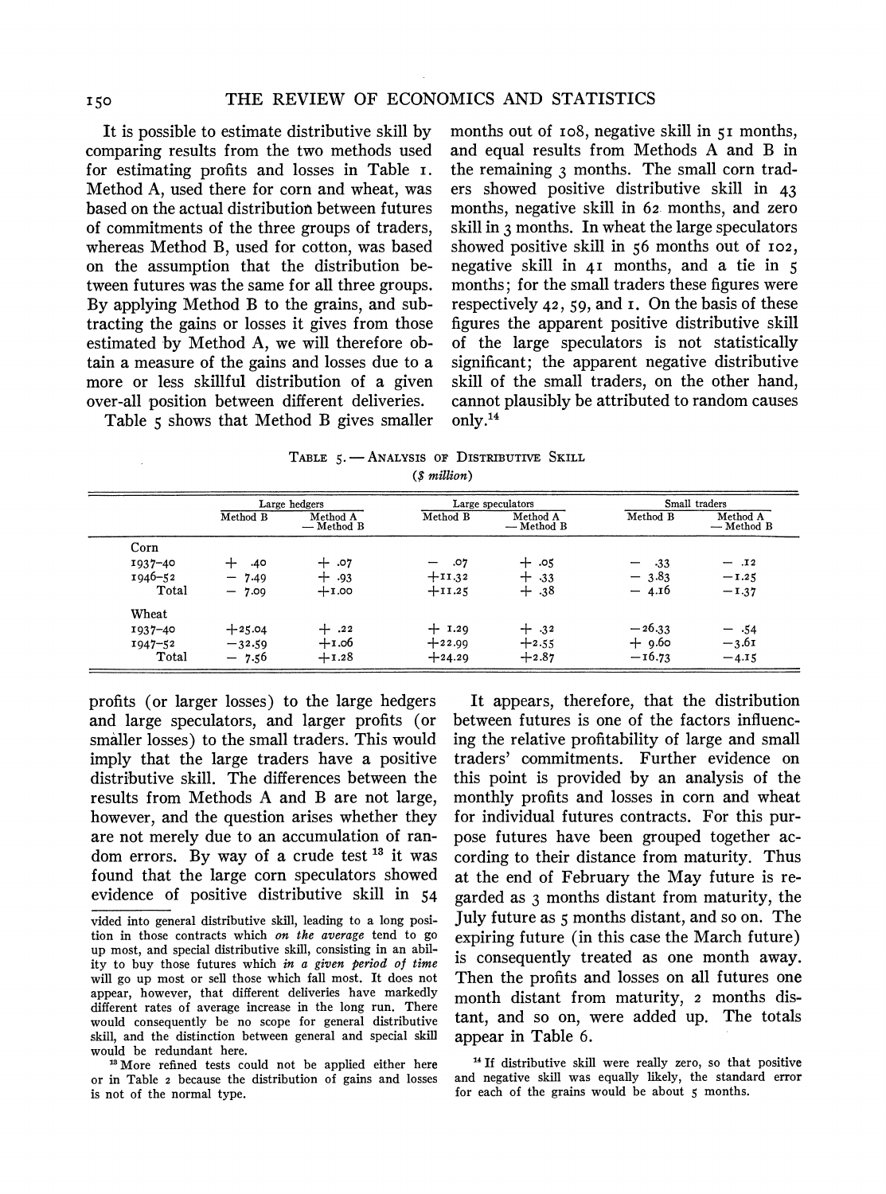It is possible to estimate distributive skill by comparing results from the two methods used for estimating profits and losses in Table 1. Method A, used there for corn and wheat, was based on the actual distribution between futures of commitments of the three groups of traders, whereas Method B, used for cotton, was based on the assumption that the distribution between futures was the same for all three groups. By applying Method B to the grains, and subtracting the gains or losses it gives from those estimated by Method A, we will therefore obtain a measure of the gains and losses due to a more or less skillful distribution of a given over-all position between different deliveries.

Table 5 shows that Method B gives smaller profits (or larger losses) to the large hedgers and large speculators, and larger profits (or smaller losses) to the small traders. This would imply that the large traders have a positive distributive skill. The differences between the results from Methods A and B are not large, however, and the question arises whether they are not merely due to an accumulation of random errors. By way of a crude test [13] it was found that the large corn speculators showed evidence of positive distributive skill in 54 months out of 108, negative skill in 51 months, and equal results from Methods A and B in the remaining 3 months. The small corn traders showed positive distributive skill in 43 months, negative skill in 62 months, and zero skill in 3 months. In wheat the large speculators showed positive skill in 56 months out of 102, negative skill in 41 months, and a tie in 5 months; for the small traders these figures were respectively 42, 59, and 1. On the basis of these figures the apparent positive distributive skill of the large speculators is not statistically significant; the apparent negative distributive skill of the small traders, on the other hand, cannot plausibly be attributed to random causes only.[14]

TABLE 5. — ANALYSIS OF DISTRIBUTIVE SKILL
(*$ million*)

| | Large hedgers | | Large speculators | | Small traders | |
|---|---|---|---|---|---|---|
| | Method B | Method A — Method B | Method B | Method A — Method B | Method B | Method A — Method B |
| **Corn** | | | | | | |
| 1937–40 | + .40 | + .07 | − .07 | + .05 | − .33 | − .12 |
| 1946–52 | − 7.49 | + .93 | +11.32 | + .33 | − 3.83 | −1.25 |
| Total | − 7.09 | +1.00 | +11.25 | + .38 | − 4.16 | −1.37 |
| **Wheat** | | | | | | |
| 1937–40 | +25.04 | + .22 | + 1.29 | + .32 | −26.33 | − .54 |
| 1947–52 | −32.59 | +1.06 | +22.99 | +2.55 | + 9.60 | −3.61 |
| Total | − 7.56 | +1.28 | +24.29 | +2.87 | −16.73 | −4.15 |

It appears, therefore, that the distribution between futures is one of the factors influencing the relative profitability of large and small traders' commitments. Further evidence on this point is provided by an analysis of the monthly profits and losses in corn and wheat for individual futures contracts. For this purpose futures have been grouped together according to their distance from maturity. Thus at the end of February the May future is regarded as 3 months distant from maturity, the July future as 5 months distant, and so on. The expiring future (in this case the March future) is consequently treated as one month away. Then the profits and losses on all futures one month distant from maturity, 2 months distant, and so on, were added up. The totals appear in Table 6.

vided into general distributive skill, leading to a long position in those contracts which *on the average* tend to go up most, and special distributive skill, consisting in an ability to buy those futures which *in a given period of time* will go up most or sell those which fall most. It does not appear, however, that different deliveries have markedly different rates of average increase in the long run. There would consequently be no scope for general distributive skill, and the distinction between general and special skill would be redundant here.

[13] More refined tests could not be applied either here or in Table 2 because the distribution of gains and losses is not of the normal type.

[14] If distributive skill were really zero, so that positive and negative skill was equally likely, the standard error for each of the grains would be about 5 months.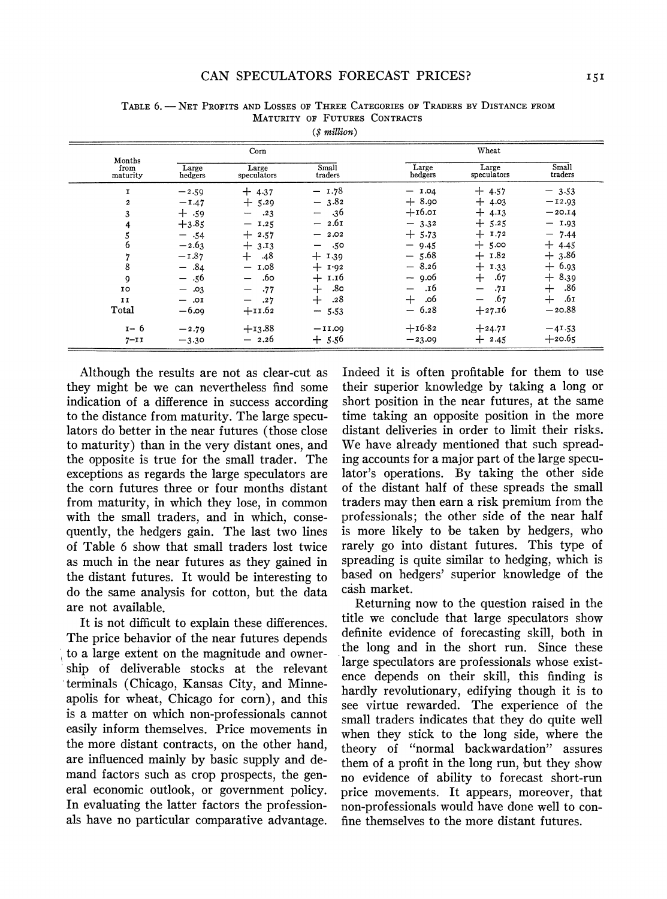TABLE 6. — NET PROFITS AND LOSSES OF THREE CATEGORIES OF TRADERS BY DISTANCE FROM MATURITY OF FUTURES CONTRACTS

(*$ million*)

| Months from maturity | Corn | | | Wheat | | |
|---|---|---|---|---|---|---|
| | Large hedgers | Large speculators | Small traders | Large hedgers | Large speculators | Small traders |
| 1 | −2.59 | + 4.37 | − 1.78 | − 1.04 | + 4.57 | − 3.53 |
| 2 | −1.47 | + 5.29 | − 3.82 | + 8.90 | + 4.03 | −12.93 |
| 3 | + .59 | − .23 | − .36 | +16.01 | + 4.13 | −20.14 |
| 4 | +3.85 | − 1.25 | − 2.61 | − 3.32 | + 5.25 | − 1.93 |
| 5 | − .54 | + 2.57 | − 2.02 | + 5.73 | + 1.72 | − 7.44 |
| 6 | −2.63 | + 3.13 | − .50 | − 9.45 | + 5.00 | + 4.45 |
| 7 | −1.87 | + .48 | + 1.39 | − 5.68 | + 1.82 | + 3.86 |
| 8 | − .84 | − 1.08 | + 1.92 | − 8.26 | + 1.33 | + 6.93 |
| 9 | − .56 | − .60 | + 1.16 | − 9.06 | + .67 | + 8.39 |
| 10 | − .03 | − .77 | + .80 | − .16 | − .71 | + .86 |
| 11 | − .01 | − .27 | + .28 | + .06 | − .67 | + .61 |
| Total | −6.09 | +11.62 | − 5.53 | − 6.28 | +27.16 | −20.88 |
| 1– 6 | −2.79 | +13.88 | −11.09 | +16.82 | +24.71 | −41.53 |
| 7–11 | −3.30 | − 2.26 | + 5.56 | −23.09 | + 2.45 | +20.65 |

Although the results are not as clear-cut as they might be we can nevertheless find some indication of a difference in success according to the distance from maturity. The large speculators do better in the near futures (those close to maturity) than in the very distant ones, and the opposite is true for the small trader. The exceptions as regards the large speculators are the corn futures three or four months distant from maturity, in which they lose, in common with the small traders, and in which, consequently, the hedgers gain. The last two lines of Table 6 show that small traders lost twice as much in the near futures as they gained in the distant futures. It would be interesting to do the same analysis for cotton, but the data are not available.

It is not difficult to explain these differences. The price behavior of the near futures depends to a large extent on the magnitude and ownership of deliverable stocks at the relevant terminals (Chicago, Kansas City, and Minneapolis for wheat, Chicago for corn), and this is a matter on which non-professionals cannot easily inform themselves. Price movements in the more distant contracts, on the other hand, are influenced mainly by basic supply and demand factors such as crop prospects, the general economic outlook, or government policy. In evaluating the latter factors the professionals have no particular comparative advantage. Indeed it is often profitable for them to use their superior knowledge by taking a long or short position in the near futures, at the same time taking an opposite position in the more distant deliveries in order to limit their risks. We have already mentioned that such spreading accounts for a major part of the large speculator's operations. By taking the other side of the distant half of these spreads the small traders may then earn a risk premium from the professionals; the other side of the near half is more likely to be taken by hedgers, who rarely go into distant futures. This type of spreading is quite similar to hedging, which is based on hedgers' superior knowledge of the cash market.

Returning now to the question raised in the title we conclude that large speculators show definite evidence of forecasting skill, both in the long and in the short run. Since these large speculators are professionals whose existence depends on their skill, this finding is hardly revolutionary, edifying though it is to see virtue rewarded. The experience of the small traders indicates that they do quite well when they stick to the long side, where the theory of "normal backwardation" assures them of a profit in the long run, but they show no evidence of ability to forecast short-run price movements. It appears, moreover, that non-professionals would have done well to confine themselves to the more distant futures.